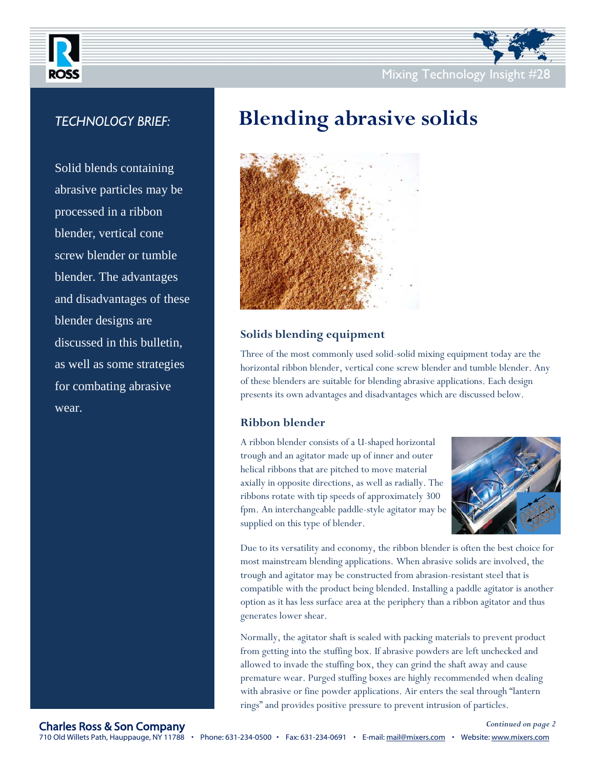Mixing Technology Insight #28

*TECHNOLOGY BRIEF:*

Solid blends containing abrasive particles may be processed in a ribbon blender, vertical cone screw blender or tumble blender. The advantages and disadvantages of these blender designs are discussed in this bulletin, as well as some strategies for combating abrasive wear.

# Blending abrasive solids

## Solids blending equipment

Three of the most commonly used solid-solid mixing equipment today are the horizontal ribbon blender, vertical cone screw blender and tumble blender. Any of these blenders are suitable for blending abrasive applications. Each design presents its own advantages and disadvantages which are discussed below.

## Ribbon blender

A ribbon blender consists of a U-shaped horizontal trough and an agitator made up of inner and outer helical ribbons that are pitched to move material axially in opposite directions, as well as radially. The ribbons rotate with tip speeds of approximately 300 fpm. An interchangeable paddle-style agitator may be supplied on this type of blender.

Due to its versatility and economy, the ribbon blender is often the best choice for most mainstream blending applications. When abrasive solids are involved, the trough and agitator may be constructed from abrasion-resistant steel that is compatible with the product being blended. Installing a paddle agitator is another option as it has less surface area at the periphery than a ribbon agitator and thus generates lower shear.

Normally, the agitator shaft is sealed with packing materials to prevent product from getting into the stuffing box. If abrasive powders are left unchecked and allowed to invade the stuffing box, they can grind the shaft away and cause premature wear. Purged stuffing boxes are highly recommended when dealing with abrasive or fine powder applications. Air enters the seal through "lantern rings" and provides positive pressure to prevent intrusion of particles.

*Continued on page 2*

**Charles Ross & Son Company**
710 Old Willets Path, Hauppauge, NY 11788 • Phone: 631-234-0500 • Fax: 631-234-0691 • E-mail: mail@mixers.com • Website: www.mixers.com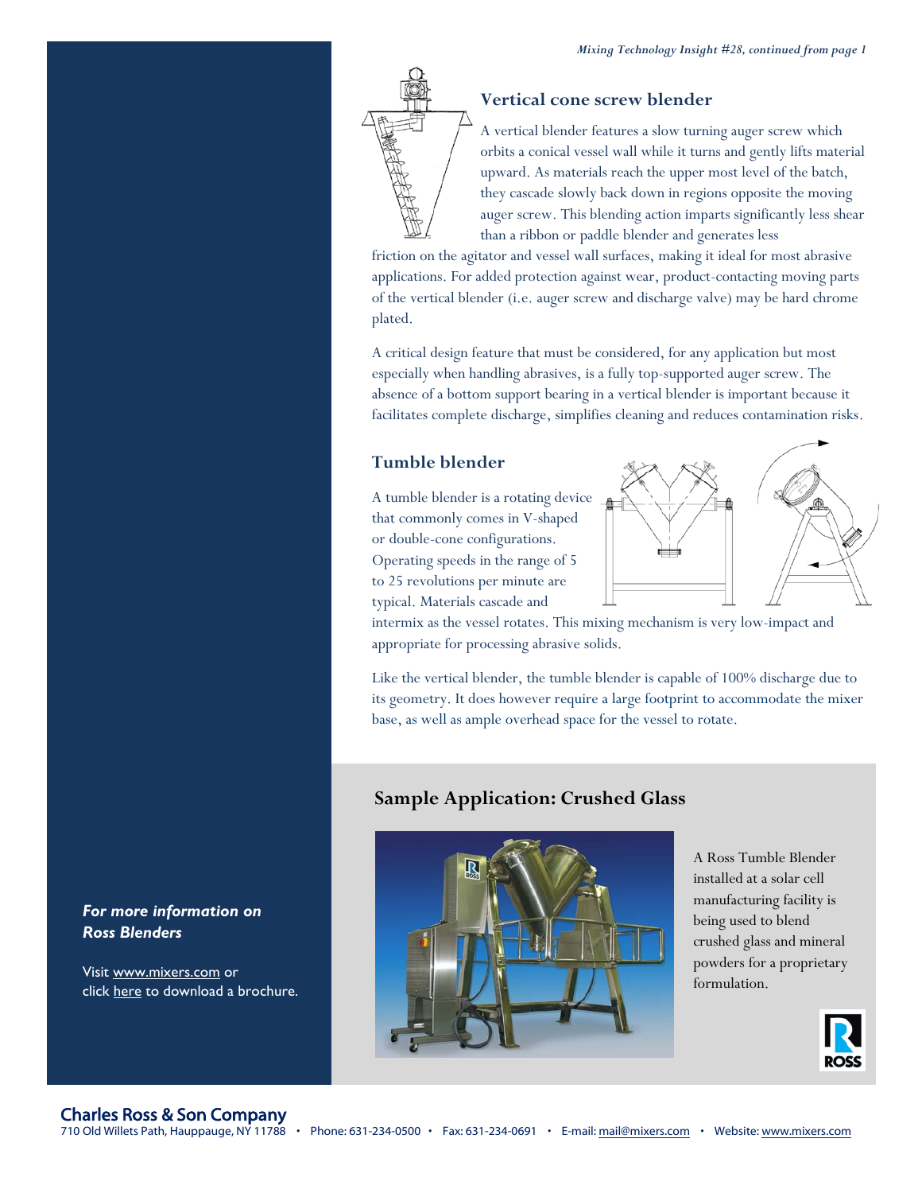## Vertical cone screw blender

A vertical blender features a slow turning auger screw which orbits a conical vessel wall while it turns and gently lifts material upward. As materials reach the upper most level of the batch, they cascade slowly back down in regions opposite the moving auger screw. This blending action imparts significantly less shear than a ribbon or paddle blender and generates less friction on the agitator and vessel wall surfaces, making it ideal for most abrasive applications. For added protection against wear, product-contacting moving parts of the vertical blender (i.e. auger screw and discharge valve) may be hard chrome plated.

A critical design feature that must be considered, for any application but most especially when handling abrasives, is a fully top-supported auger screw. The absence of a bottom support bearing in a vertical blender is important because it facilitates complete discharge, simplifies cleaning and reduces contamination risks.

## Tumble blender

A tumble blender is a rotating device that commonly comes in V-shaped or double-cone configurations. Operating speeds in the range of 5 to 25 revolutions per minute are typical. Materials cascade and intermix as the vessel rotates. This mixing mechanism is very low-impact and appropriate for processing abrasive solids.

Like the vertical blender, the tumble blender is capable of 100% discharge due to its geometry. It does however require a large footprint to accommodate the mixer base, as well as ample overhead space for the vessel to rotate.

## Sample Application: Crushed Glass

A Ross Tumble Blender installed at a solar cell manufacturing facility is being used to blend crushed glass and mineral powders for a proprietary formulation.

***For more information on Ross Blenders***

Visit www.mixers.com or click here to download a brochure.

**Charles Ross & Son Company**

710 Old Willets Path, Hauppauge, NY 11788 • Phone: 631-234-0500 • Fax: 631-234-0691 • E-mail: mail@mixers.com • Website: www.mixers.com